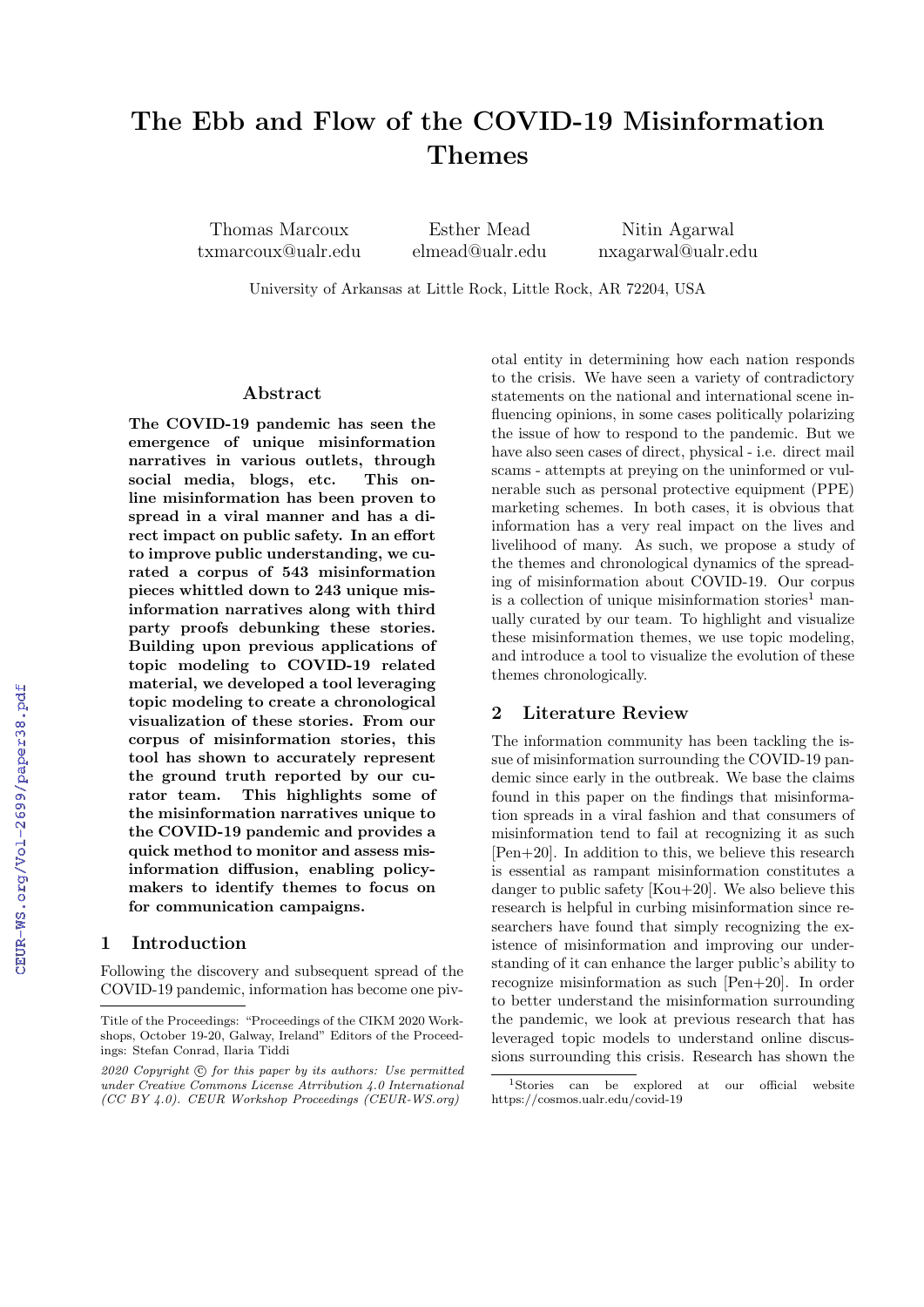# The Ebb and Flow of the COVID-19 Misinformation Themes

Thomas Marcoux
txmarcoux@ualr.edu

Esther Mead
elmead@ualr.edu

Nitin Agarwal
nxagarwal@ualr.edu

University of Arkansas at Little Rock, Little Rock, AR 72204, USA

## Abstract

**The COVID-19 pandemic has seen the emergence of unique misinformation narratives in various outlets, through social media, blogs, etc. This online misinformation has been proven to spread in a viral manner and has a direct impact on public safety. In an effort to improve public understanding, we curated a corpus of 543 misinformation pieces whittled down to 243 unique misinformation narratives along with third party proofs debunking these stories. Building upon previous applications of topic modeling to COVID-19 related material, we developed a tool leveraging topic modeling to create a chronological visualization of these stories. From our corpus of misinformation stories, this tool has shown to accurately represent the ground truth reported by our curator team. This highlights some of the misinformation narratives unique to the COVID-19 pandemic and provides a quick method to monitor and assess misinformation diffusion, enabling policy-makers to identify themes to focus on for communication campaigns.**

## 1 Introduction

Following the discovery and subsequent spread of the COVID-19 pandemic, information has become one pivotal entity in determining how each nation responds to the crisis. We have seen a variety of contradictory statements on the national and international scene influencing opinions, in some cases politically polarizing the issue of how to respond to the pandemic. But we have also seen cases of direct, physical - i.e. direct mail scams - attempts at preying on the uninformed or vulnerable such as personal protective equipment (PPE) marketing schemes. In both cases, it is obvious that information has a very real impact on the lives and livelihood of many. As such, we propose a study of the themes and chronological dynamics of the spreading of misinformation about COVID-19. Our corpus is a collection of unique misinformation stories[1] manually curated by our team. To highlight and visualize these misinformation themes, we use topic modeling, and introduce a tool to visualize the evolution of these themes chronologically.

## 2 Literature Review

The information community has been tackling the issue of misinformation surrounding the COVID-19 pandemic since early in the outbreak. We base the claims found in this paper on the findings that misinformation spreads in a viral fashion and that consumers of misinformation tend to fail at recognizing it as such [Pen+20]. In addition to this, we believe this research is essential as rampant misinformation constitutes a danger to public safety [Kou+20]. We also believe this research is helpful in curbing misinformation since researchers have found that simply recognizing the existence of misinformation and improving our understanding of it can enhance the larger public's ability to recognize misinformation as such [Pen+20]. In order to better understand the misinformation surrounding the pandemic, we look at previous research that has leveraged topic models to understand online discussions surrounding this crisis. Research has shown the

---

Title of the Proceedings: "Proceedings of the CIKM 2020 Workshops, October 19-20, Galway, Ireland" Editors of the Proceedings: Stefan Conrad, Ilaria Tiddi

*2020 Copyright © for this paper by its authors: Use permitted under Creative Commons License Atrribution 4.0 International (CC BY 4.0). CEUR Workshop Proceedings (CEUR-WS.org)*

[1] Stories can be explored at our official website https://cosmos.ualr.edu/covid-19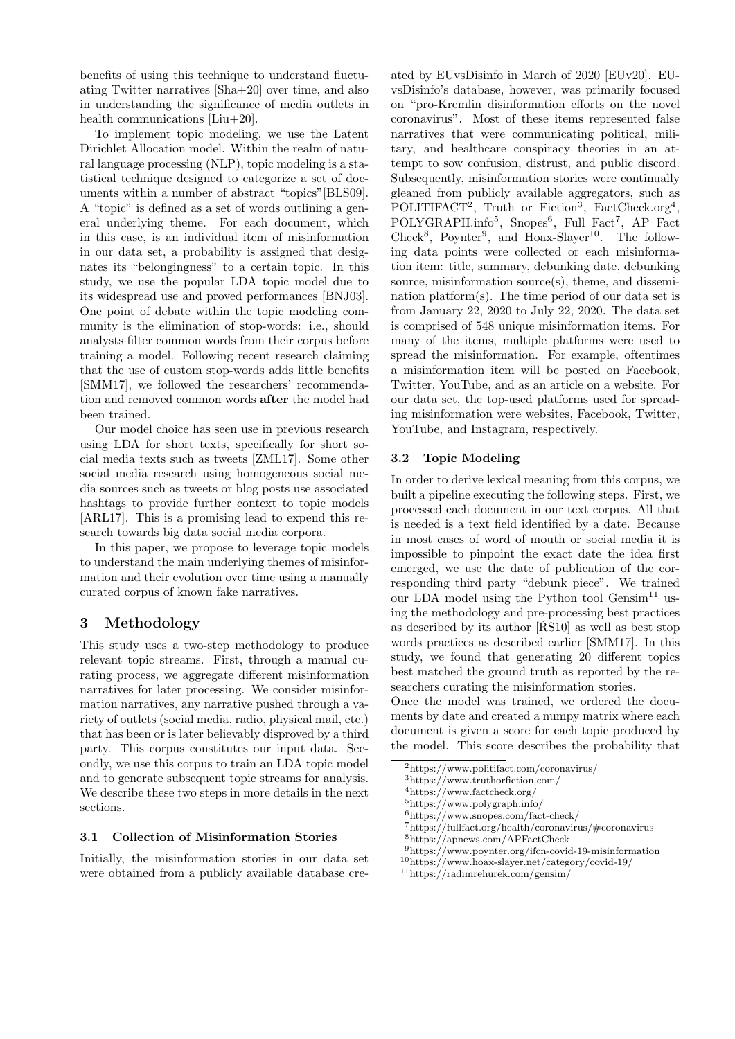benefits of using this technique to understand fluctuating Twitter narratives [Sha+20] over time, and also in understanding the significance of media outlets in health communications [Liu+20].

To implement topic modeling, we use the Latent Dirichlet Allocation model. Within the realm of natural language processing (NLP), topic modeling is a statistical technique designed to categorize a set of documents within a number of abstract "topics"[BLS09]. A "topic" is defined as a set of words outlining a general underlying theme. For each document, which in this case, is an individual item of misinformation in our data set, a probability is assigned that designates its "belongingness" to a certain topic. In this study, we use the popular LDA topic model due to its widespread use and proved performances [BNJ03]. One point of debate within the topic modeling community is the elimination of stop-words: i.e., should analysts filter common words from their corpus before training a model. Following recent research claiming that the use of custom stop-words adds little benefits [SMM17], we followed the researchers' recommendation and removed common words **after** the model had been trained.

Our model choice has seen use in previous research using LDA for short texts, specifically for short social media texts such as tweets [ZML17]. Some other social media research using homogeneous social media sources such as tweets or blog posts use associated hashtags to provide further context to topic models [ARL17]. This is a promising lead to expend this research towards big data social media corpora.

In this paper, we propose to leverage topic models to understand the main underlying themes of misinformation and their evolution over time using a manually curated corpus of known fake narratives.

# 3 Methodology

This study uses a two-step methodology to produce relevant topic streams. First, through a manual curating process, we aggregate different misinformation narratives for later processing. We consider misinformation narratives, any narrative pushed through a variety of outlets (social media, radio, physical mail, etc.) that has been or is later believably disproved by a third party. This corpus constitutes our input data. Secondly, we use this corpus to train an LDA topic model and to generate subsequent topic streams for analysis. We describe these two steps in more details in the next sections.

## 3.1 Collection of Misinformation Stories

Initially, the misinformation stories in our data set were obtained from a publicly available database created by EUvsDisinfo in March of 2020 [EUv20]. EUvsDisinfo's database, however, was primarily focused on "pro-Kremlin disinformation efforts on the novel coronavirus". Most of these items represented false narratives that were communicating political, military, and healthcare conspiracy theories in an attempt to sow confusion, distrust, and public discord. Subsequently, misinformation stories were continually gleaned from publicly available aggregators, such as POLITIFACT[2], Truth or Fiction[3], FactCheck.org[4], POLYGRAPH.info[5], Snopes[6], Full Fact[7], AP Fact Check[8], Poynter[9], and Hoax-Slayer[10]. The following data points were collected or each misinformation item: title, summary, debunking date, debunking source, misinformation source(s), theme, and dissemination platform(s). The time period of our data set is from January 22, 2020 to July 22, 2020. The data set is comprised of 548 unique misinformation items. For many of the items, multiple platforms were used to spread the misinformation. For example, oftentimes a misinformation item will be posted on Facebook, Twitter, YouTube, and as an article on a website. For our data set, the top-used platforms used for spreading misinformation were websites, Facebook, Twitter, YouTube, and Instagram, respectively.

## 3.2 Topic Modeling

In order to derive lexical meaning from this corpus, we built a pipeline executing the following steps. First, we processed each document in our text corpus. All that is needed is a text field identified by a date. Because in most cases of word of mouth or social media it is impossible to pinpoint the exact date the idea first emerged, we use the date of publication of the corresponding third party "debunk piece". We trained our LDA model using the Python tool Gensim[11] using the methodology and pre-processing best practices as described by its author [ŘS10] as well as best stop words practices as described earlier [SMM17]. In this study, we found that generating 20 different topics best matched the ground truth as reported by the researchers curating the misinformation stories.

Once the model was trained, we ordered the documents by date and created a numpy matrix where each document is given a score for each topic produced by the model. This score describes the probability that

[2] https://www.politifact.com/coronavirus/

[3] https://www.truthorfiction.com/

[4] https://www.factcheck.org/

[5] https://www.polygraph.info/

[6] https://www.snopes.com/fact-check/

[7] https://fullfact.org/health/coronavirus/#coronavirus

[8] https://apnews.com/APFactCheck

[9] https://www.poynter.org/ifcn-covid-19-misinformation

[10] https://www.hoax-slayer.net/category/covid-19/

[11] https://radimrehurek.com/gensim/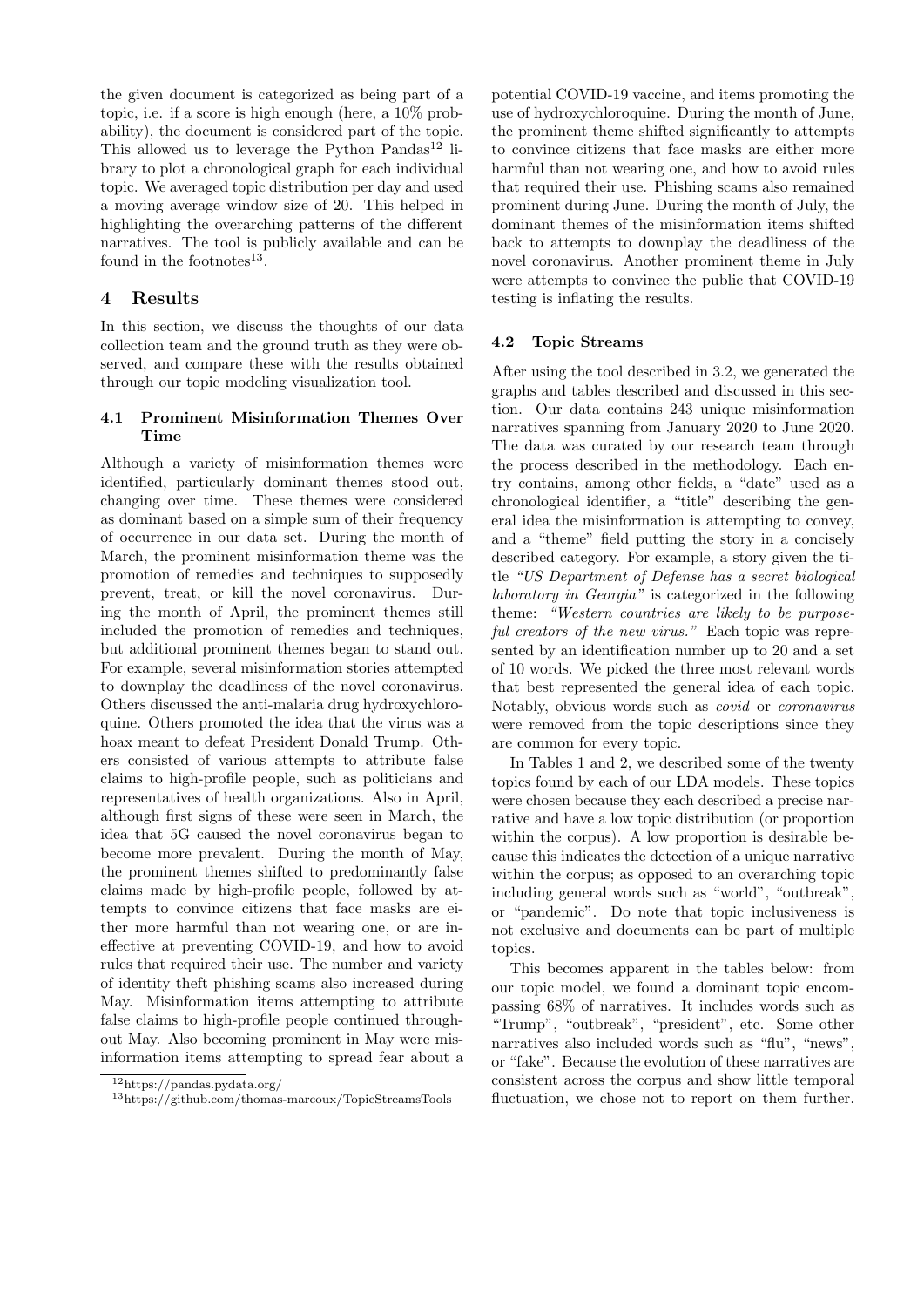the given document is categorized as being part of a topic, i.e. if a score is high enough (here, a 10% probability), the document is considered part of the topic. This allowed us to leverage the Python Pandas[12] library to plot a chronological graph for each individual topic. We averaged topic distribution per day and used a moving average window size of 20. This helped in highlighting the overarching patterns of the different narratives. The tool is publicly available and can be found in the footnotes[13].

## 4 Results

In this section, we discuss the thoughts of our data collection team and the ground truth as they were observed, and compare these with the results obtained through our topic modeling visualization tool.

### 4.1 Prominent Misinformation Themes Over Time

Although a variety of misinformation themes were identified, particularly dominant themes stood out, changing over time. These themes were considered as dominant based on a simple sum of their frequency of occurrence in our data set. During the month of March, the prominent misinformation theme was the promotion of remedies and techniques to supposedly prevent, treat, or kill the novel coronavirus. During the month of April, the prominent themes still included the promotion of remedies and techniques, but additional prominent themes began to stand out. For example, several misinformation stories attempted to downplay the deadliness of the novel coronavirus. Others discussed the anti-malaria drug hydroxychloroquine. Others promoted the idea that the virus was a hoax meant to defeat President Donald Trump. Others consisted of various attempts to attribute false claims to high-profile people, such as politicians and representatives of health organizations. Also in April, although first signs of these were seen in March, the idea that 5G caused the novel coronavirus began to become more prevalent. During the month of May, the prominent themes shifted to predominantly false claims made by high-profile people, followed by attempts to convince citizens that face masks are either more harmful than not wearing one, or are ineffective at preventing COVID-19, and how to avoid rules that required their use. The number and variety of identity theft phishing scams also increased during May. Misinformation items attempting to attribute false claims to high-profile people continued throughout May. Also becoming prominent in May were misinformation items attempting to spread fear about a potential COVID-19 vaccine, and items promoting the use of hydroxychloroquine. During the month of June, the prominent theme shifted significantly to attempts to convince citizens that face masks are either more harmful than not wearing one, and how to avoid rules that required their use. Phishing scams also remained prominent during June. During the month of July, the dominant themes of the misinformation items shifted back to attempts to downplay the deadliness of the novel coronavirus. Another prominent theme in July were attempts to convince the public that COVID-19 testing is inflating the results.

### 4.2 Topic Streams

After using the tool described in 3.2, we generated the graphs and tables described and discussed in this section. Our data contains 243 unique misinformation narratives spanning from January 2020 to June 2020. The data was curated by our research team through the process described in the methodology. Each entry contains, among other fields, a "date" used as a chronological identifier, a "title" describing the general idea the misinformation is attempting to convey, and a "theme" field putting the story in a concisely described category. For example, a story given the title *"US Department of Defense has a secret biological laboratory in Georgia"* is categorized in the following theme: *"Western countries are likely to be purposeful creators of the new virus."* Each topic was represented by an identification number up to 20 and a set of 10 words. We picked the three most relevant words that best represented the general idea of each topic. Notably, obvious words such as *covid* or *coronavirus* were removed from the topic descriptions since they are common for every topic.

In Tables 1 and 2, we described some of the twenty topics found by each of our LDA models. These topics were chosen because they each described a precise narrative and have a low topic distribution (or proportion within the corpus). A low proportion is desirable because this indicates the detection of a unique narrative within the corpus; as opposed to an overarching topic including general words such as "world", "outbreak", or "pandemic". Do note that topic inclusiveness is not exclusive and documents can be part of multiple topics.

This becomes apparent in the tables below: from our topic model, we found a dominant topic encompassing 68% of narratives. It includes words such as "Trump", "outbreak", "president", etc. Some other narratives also included words such as "flu", "news", or "fake". Because the evolution of these narratives are consistent across the corpus and show little temporal fluctuation, we chose not to report on them further.

[12] https://pandas.pydata.org/

[13] https://github.com/thomas-marcoux/TopicStreamsTools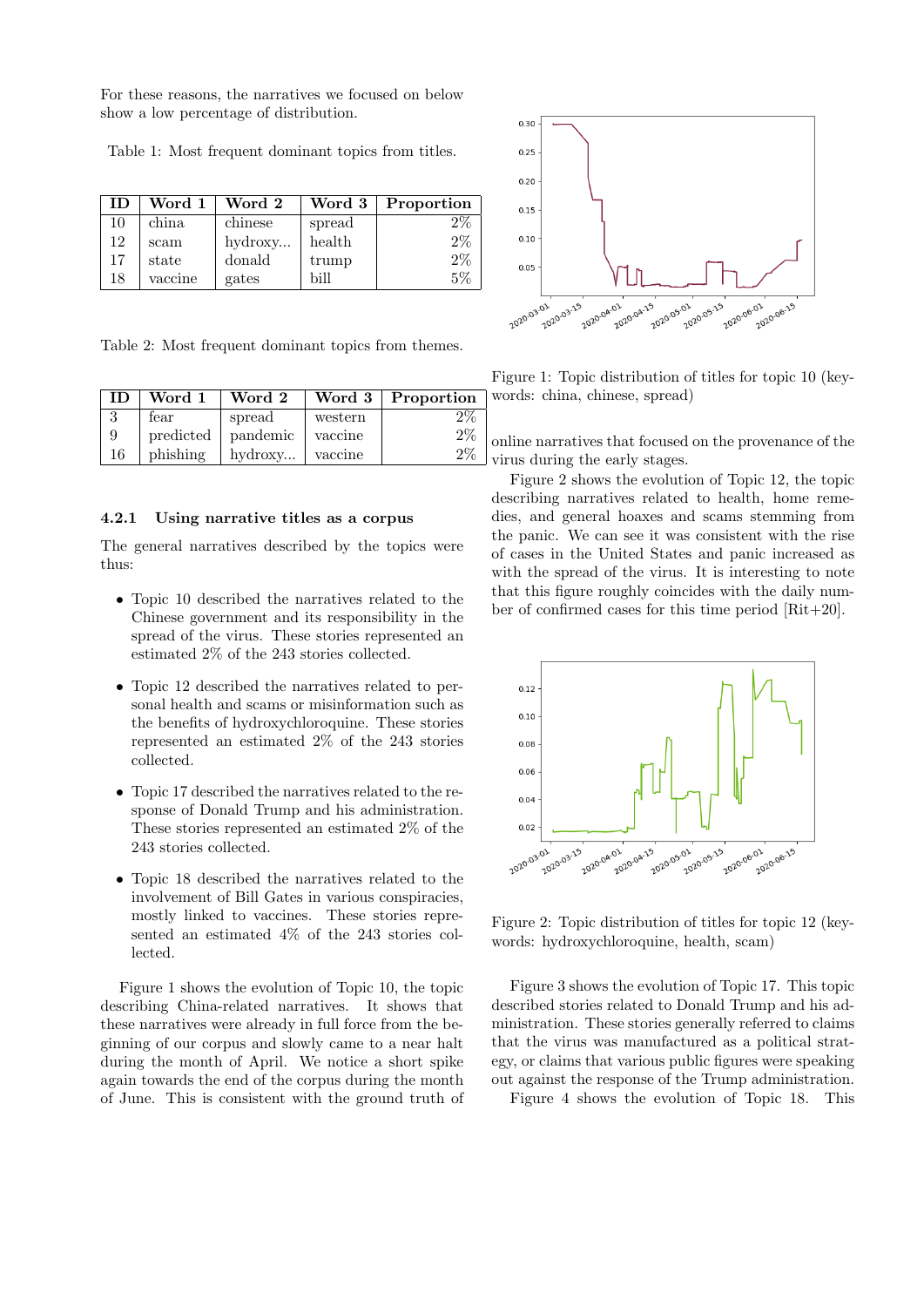For these reasons, the narratives we focused on below show a low percentage of distribution.

Table 1: Most frequent dominant topics from titles.

| ID | Word 1 | Word 2 | Word 3 | Proportion |
|---|---|---|---|---|
| 10 | china | chinese | spread | 2% |
| 12 | scam | hydroxy... | health | 2% |
| 17 | state | donald | trump | 2% |
| 18 | vaccine | gates | bill | 5% |

Table 2: Most frequent dominant topics from themes.

| ID | Word 1 | Word 2 | Word 3 | Proportion |
|---|---|---|---|---|
| 3 | fear | spread | western | 2% |
| 9 | predicted | pandemic | vaccine | 2% |
| 16 | phishing | hydroxy... | vaccine | 2% |

#### 4.2.1 Using narrative titles as a corpus

The general narratives described by the topics were thus:

- Topic 10 described the narratives related to the Chinese government and its responsibility in the spread of the virus. These stories represented an estimated 2% of the 243 stories collected.
- Topic 12 described the narratives related to personal health and scams or misinformation such as the benefits of hydroxychloroquine. These stories represented an estimated 2% of the 243 stories collected.
- Topic 17 described the narratives related to the response of Donald Trump and his administration. These stories represented an estimated 2% of the 243 stories collected.
- Topic 18 described the narratives related to the involvement of Bill Gates in various conspiracies, mostly linked to vaccines. These stories represented an estimated 4% of the 243 stories collected.

Figure 1 shows the evolution of Topic 10, the topic describing China-related narratives. It shows that these narratives were already in full force from the beginning of our corpus and slowly came to a near halt during the month of April. We notice a short spike again towards the end of the corpus during the month of June. This is consistent with the ground truth of online narratives that focused on the provenance of the virus during the early stages.

Figure 1: Topic distribution of titles for topic 10 (keywords: china, chinese, spread)

Figure 2 shows the evolution of Topic 12, the topic describing narratives related to health, home remedies, and general hoaxes and scams stemming from the panic. We can see it was consistent with the rise of cases in the United States and panic increased as with the spread of the virus. It is interesting to note that this figure roughly coincides with the daily number of confirmed cases for this time period [Rit+20].

Figure 2: Topic distribution of titles for topic 12 (keywords: hydroxychloroquine, health, scam)

Figure 3 shows the evolution of Topic 17. This topic described stories related to Donald Trump and his administration. These stories generally referred to claims that the virus was manufactured as a political strategy, or claims that various public figures were speaking out against the response of the Trump administration.

Figure 4 shows the evolution of Topic 18. This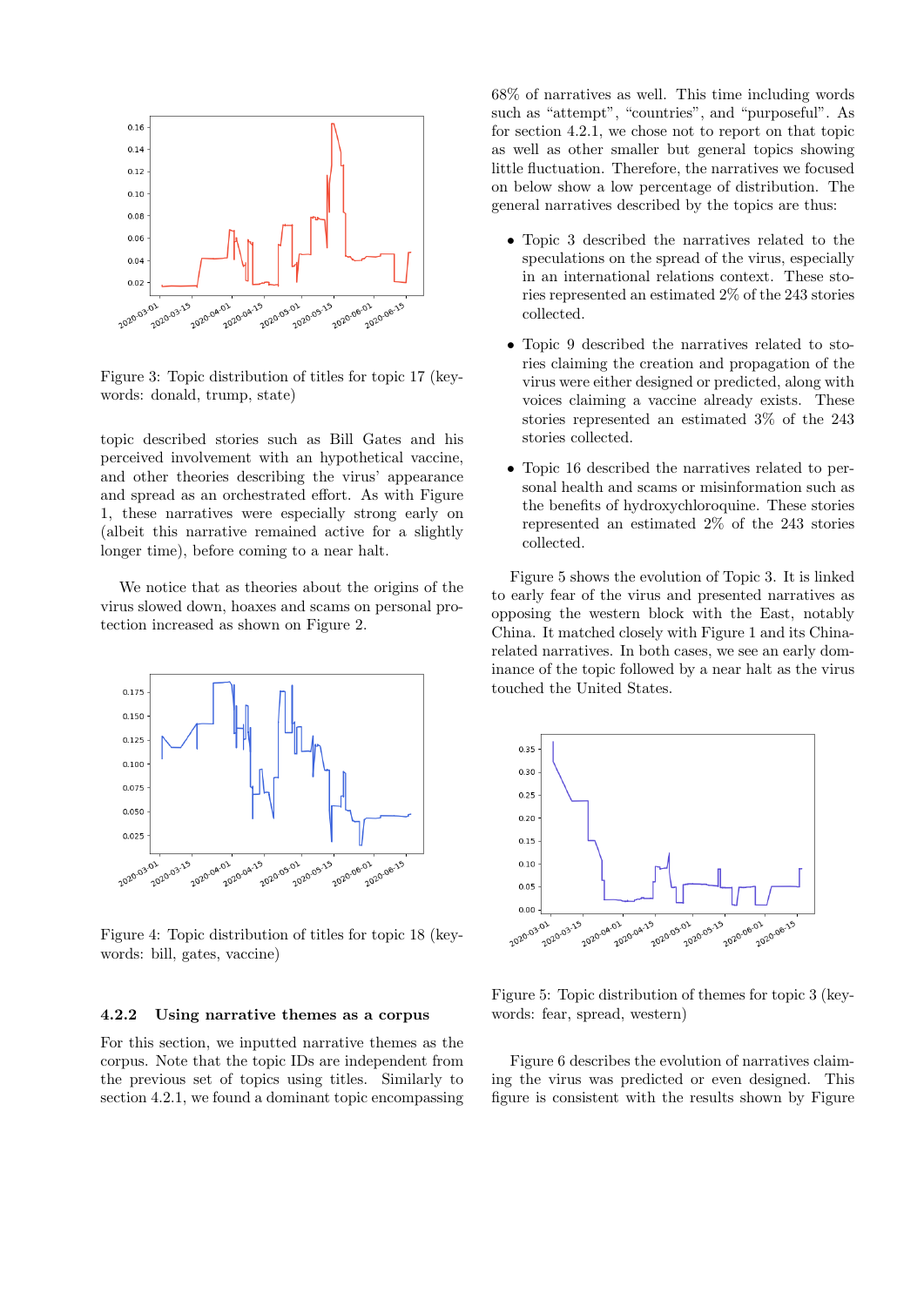Figure 3: Topic distribution of titles for topic 17 (keywords: donald, trump, state)

topic described stories such as Bill Gates and his perceived involvement with an hypothetical vaccine, and other theories describing the virus' appearance and spread as an orchestrated effort. As with Figure 1, these narratives were especially strong early on (albeit this narrative remained active for a slightly longer time), before coming to a near halt.

We notice that as theories about the origins of the virus slowed down, hoaxes and scams on personal protection increased as shown on Figure 2.

Figure 4: Topic distribution of titles for topic 18 (keywords: bill, gates, vaccine)

#### 4.2.2 Using narrative themes as a corpus

For this section, we inputted narrative themes as the corpus. Note that the topic IDs are independent from the previous set of topics using titles. Similarly to section 4.2.1, we found a dominant topic encompassing 68% of narratives as well. This time including words such as "attempt", "countries", and "purposeful". As for section 4.2.1, we chose not to report on that topic as well as other smaller but general topics showing little fluctuation. Therefore, the narratives we focused on below show a low percentage of distribution. The general narratives described by the topics are thus:

- Topic 3 described the narratives related to the speculations on the spread of the virus, especially in an international relations context. These stories represented an estimated 2% of the 243 stories collected.
- Topic 9 described the narratives related to stories claiming the creation and propagation of the virus were either designed or predicted, along with voices claiming a vaccine already exists. These stories represented an estimated 3% of the 243 stories collected.
- Topic 16 described the narratives related to personal health and scams or misinformation such as the benefits of hydroxychloroquine. These stories represented an estimated 2% of the 243 stories collected.

Figure 5 shows the evolution of Topic 3. It is linked to early fear of the virus and presented narratives as opposing the western block with the East, notably China. It matched closely with Figure 1 and its China-related narratives. In both cases, we see an early dominance of the topic followed by a near halt as the virus touched the United States.

Figure 5: Topic distribution of themes for topic 3 (keywords: fear, spread, western)

Figure 6 describes the evolution of narratives claiming the virus was predicted or even designed. This figure is consistent with the results shown by Figure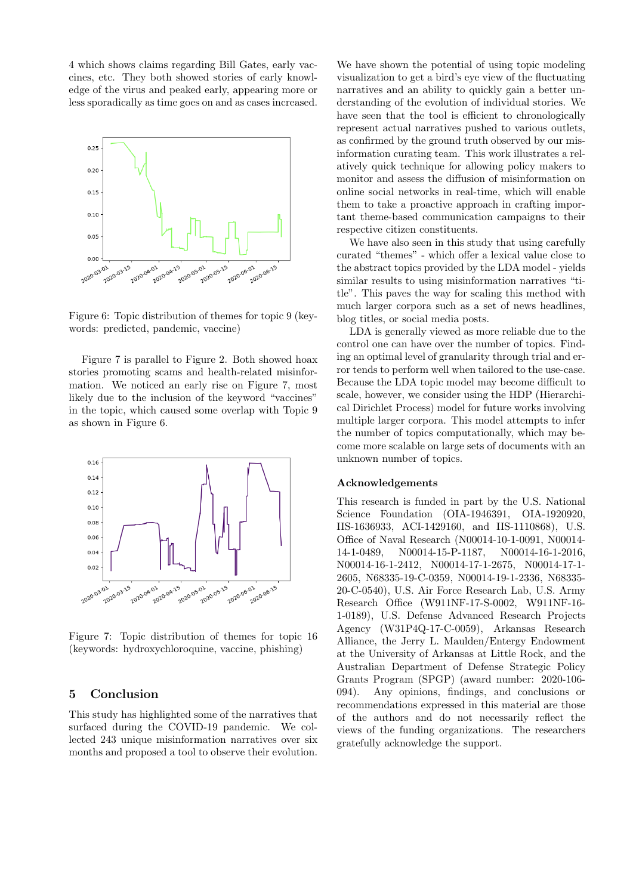4 which shows claims regarding Bill Gates, early vaccines, etc. They both showed stories of early knowledge of the virus and peaked early, appearing more or less sporadically as time goes on and as cases increased.

Figure 6: Topic distribution of themes for topic 9 (keywords: predicted, pandemic, vaccine)

Figure 7 is parallel to Figure 2. Both showed hoax stories promoting scams and health-related misinformation. We noticed an early rise on Figure 7, most likely due to the inclusion of the keyword "vaccines" in the topic, which caused some overlap with Topic 9 as shown in Figure 6.

Figure 7: Topic distribution of themes for topic 16 (keywords: hydroxychloroquine, vaccine, phishing)

## 5 Conclusion

This study has highlighted some of the narratives that surfaced during the COVID-19 pandemic. We collected 243 unique misinformation narratives over six months and proposed a tool to observe their evolution. We have shown the potential of using topic modeling visualization to get a bird's eye view of the fluctuating narratives and an ability to quickly gain a better understanding of the evolution of individual stories. We have seen that the tool is efficient to chronologically represent actual narratives pushed to various outlets, as confirmed by the ground truth observed by our misinformation curating team. This work illustrates a relatively quick technique for allowing policy makers to monitor and assess the diffusion of misinformation on online social networks in real-time, which will enable them to take a proactive approach in crafting important theme-based communication campaigns to their respective citizen constituents.

We have also seen in this study that using carefully curated "themes" - which offer a lexical value close to the abstract topics provided by the LDA model - yields similar results to using misinformation narratives "title". This paves the way for scaling this method with much larger corpora such as a set of news headlines, blog titles, or social media posts.

LDA is generally viewed as more reliable due to the control one can have over the number of topics. Finding an optimal level of granularity through trial and error tends to perform well when tailored to the use-case. Because the LDA topic model may become difficult to scale, however, we consider using the HDP (Hierarchical Dirichlet Process) model for future works involving multiple larger corpora. This model attempts to infer the number of topics computationally, which may become more scalable on large sets of documents with an unknown number of topics.

### Acknowledgements

This research is funded in part by the U.S. National Science Foundation (OIA-1946391, OIA-1920920, IIS-1636933, ACI-1429160, and IIS-1110868), U.S. Office of Naval Research (N00014-10-1-0091, N00014-14-1-0489, N00014-15-P-1187, N00014-16-1-2016, N00014-16-1-2412, N00014-17-1-2675, N00014-17-1-2605, N68335-19-C-0359, N00014-19-1-2336, N68335-20-C-0540), U.S. Air Force Research Lab, U.S. Army Research Office (W911NF-17-S-0002, W911NF-16-1-0189), U.S. Defense Advanced Research Projects Agency (W31P4Q-17-C-0059), Arkansas Research Alliance, the Jerry L. Maulden/Entergy Endowment at the University of Arkansas at Little Rock, and the Australian Department of Defense Strategic Policy Grants Program (SPGP) (award number: 2020-106-094). Any opinions, findings, and conclusions or recommendations expressed in this material are those of the authors and do not necessarily reflect the views of the funding organizations. The researchers gratefully acknowledge the support.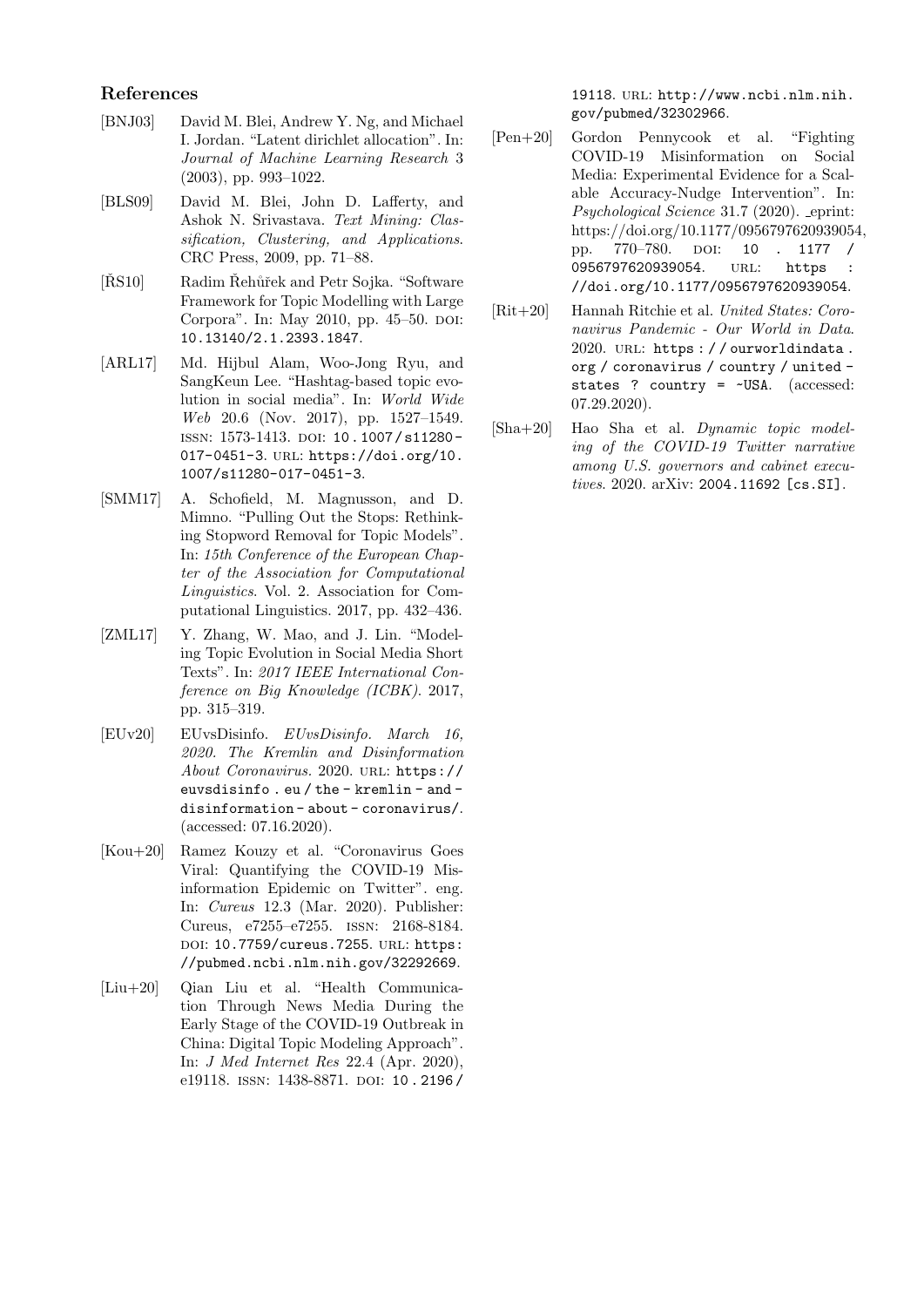## References

[BNJ03] David M. Blei, Andrew Y. Ng, and Michael I. Jordan. "Latent dirichlet allocation". In: *Journal of Machine Learning Research* 3 (2003), pp. 993–1022.

[BLS09] David M. Blei, John D. Lafferty, and Ashok N. Srivastava. *Text Mining: Classification, Clustering, and Applications*. CRC Press, 2009, pp. 71–88.

[ŘS10] Radim Řehůřek and Petr Sojka. "Software Framework for Topic Modelling with Large Corpora". In: May 2010, pp. 45–50. DOI: 10.13140/2.1.2393.1847.

[ARL17] Md. Hijbul Alam, Woo-Jong Ryu, and SangKeun Lee. "Hashtag-based topic evolution in social media". In: *World Wide Web* 20.6 (Nov. 2017), pp. 1527–1549. ISSN: 1573-1413. DOI: 10.1007/s11280-017-0451-3. URL: https://doi.org/10.1007/s11280-017-0451-3.

[SMM17] A. Schofield, M. Magnusson, and D. Mimno. "Pulling Out the Stops: Rethinking Stopword Removal for Topic Models". In: *15th Conference of the European Chapter of the Association for Computational Linguistics*. Vol. 2. Association for Computational Linguistics. 2017, pp. 432–436.

[ZML17] Y. Zhang, W. Mao, and J. Lin. "Modeling Topic Evolution in Social Media Short Texts". In: *2017 IEEE International Conference on Big Knowledge (ICBK)*. 2017, pp. 315–319.

[EUv20] EUvsDisinfo. *EUvsDisinfo. March 16, 2020. The Kremlin and Disinformation About Coronavirus.* 2020. URL: https://euvsdisinfo.eu/the-kremlin-and-disinformation-about-coronavirus/. (accessed: 07.16.2020).

[Kou+20] Ramez Kouzy et al. "Coronavirus Goes Viral: Quantifying the COVID-19 Misinformation Epidemic on Twitter". eng. In: *Cureus* 12.3 (Mar. 2020). Publisher: Cureus, e7255–e7255. ISSN: 2168-8184. DOI: 10.7759/cureus.7255. URL: https://pubmed.ncbi.nlm.nih.gov/32292669.

[Liu+20] Qian Liu et al. "Health Communication Through News Media During the Early Stage of the COVID-19 Outbreak in China: Digital Topic Modeling Approach". In: *J Med Internet Res* 22.4 (Apr. 2020), e19118. ISSN: 1438-8871. DOI: 10.2196/19118. URL: http://www.ncbi.nlm.nih.gov/pubmed/32302966.

[Pen+20] Gordon Pennycook et al. "Fighting COVID-19 Misinformation on Social Media: Experimental Evidence for a Scalable Accuracy-Nudge Intervention". In: *Psychological Science* 31.7 (2020). _eprint: https://doi.org/10.1177/0956797620939054, pp. 770–780. DOI: 10.1177/0956797620939054. URL: https://doi.org/10.1177/0956797620939054.

[Rit+20] Hannah Ritchie et al. *United States: Coronavirus Pandemic - Our World in Data*. 2020. URL: https://ourworldindata.org/coronavirus/country/united-states?country=~USA. (accessed: 07.29.2020).

[Sha+20] Hao Sha et al. *Dynamic topic modeling of the COVID-19 Twitter narrative among U.S. governors and cabinet executives*. 2020. arXiv: 2004.11692 [cs.SI].